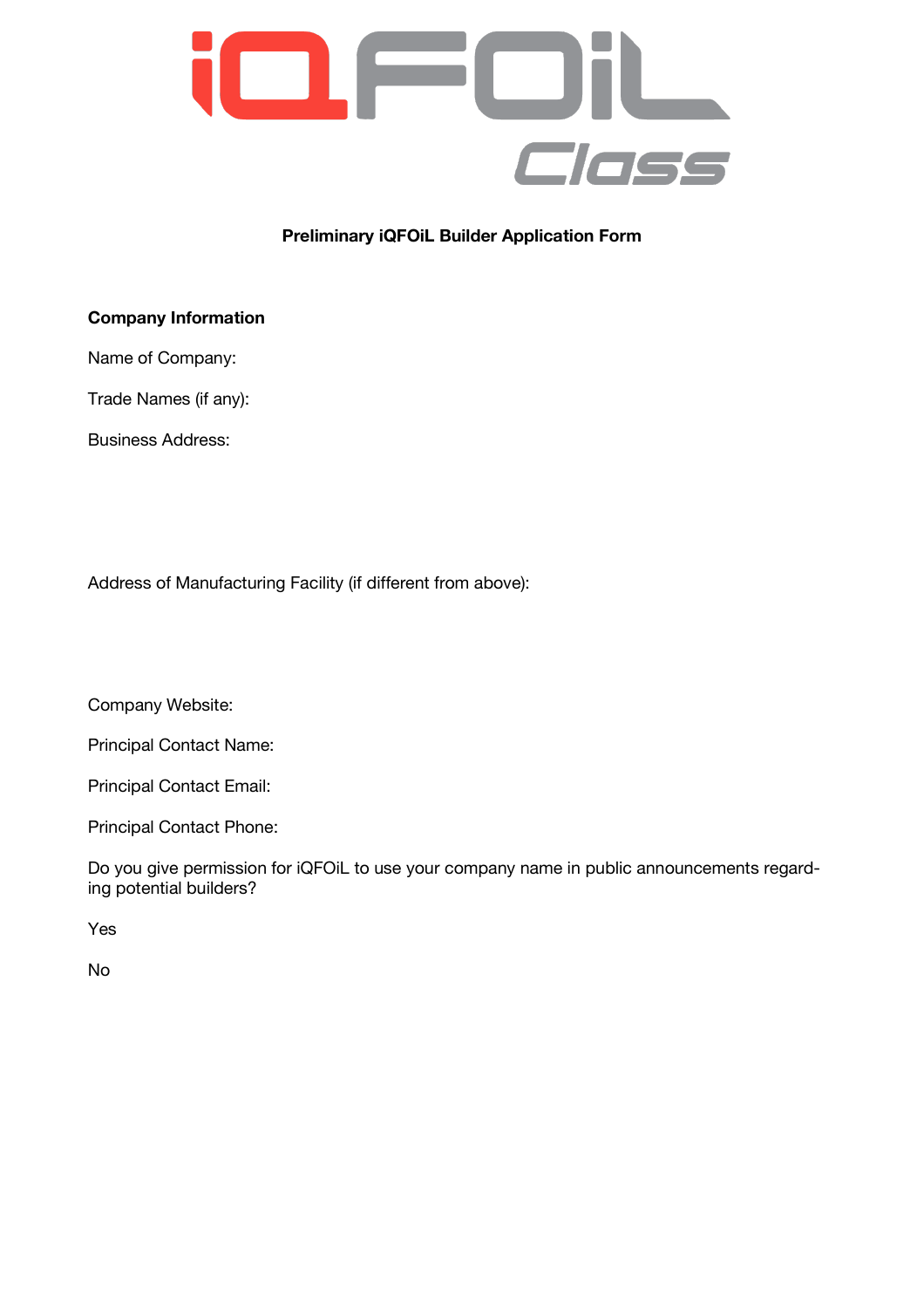iQFOiL Class

**Preliminary iQFOiL Builder Application Form**

**Company Information**

Name of Company:

Trade Names (if any):

Business Address:

Address of Manufacturing Facility (if different from above):

Company Website:

Principal Contact Name:

Principal Contact Email:

Principal Contact Phone:

Do you give permission for iQFOiL to use your company name in public announcements regarding potential builders?

Yes

No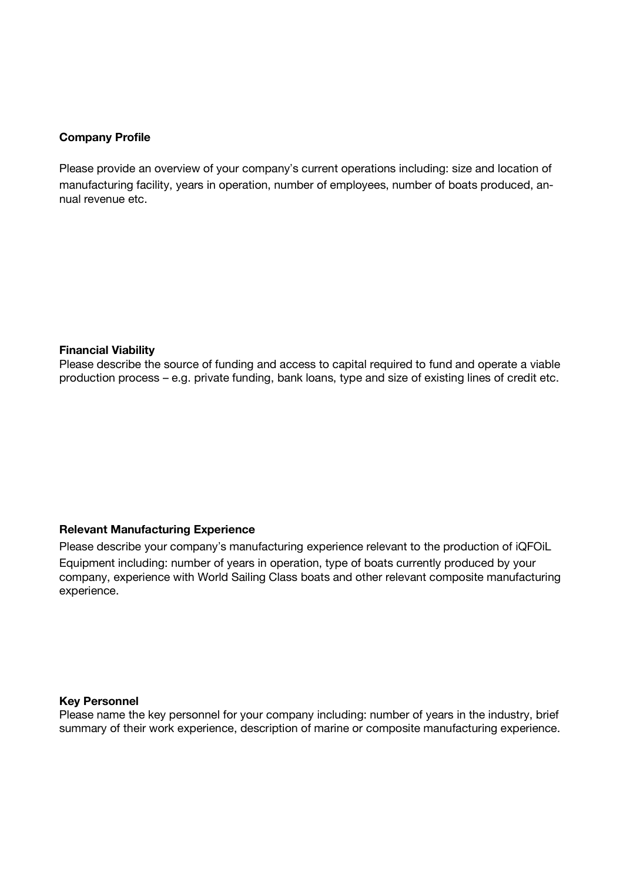**Company Profile**

Please provide an overview of your company's current operations including: size and location of manufacturing facility, years in operation, number of employees, number of boats produced, annual revenue etc.

**Financial Viability**

Please describe the source of funding and access to capital required to fund and operate a viable production process – e.g. private funding, bank loans, type and size of existing lines of credit etc.

**Relevant Manufacturing Experience**

Please describe your company's manufacturing experience relevant to the production of iQFOiL Equipment including: number of years in operation, type of boats currently produced by your company, experience with World Sailing Class boats and other relevant composite manufacturing experience.

**Key Personnel**

Please name the key personnel for your company including: number of years in the industry, brief summary of their work experience, description of marine or composite manufacturing experience.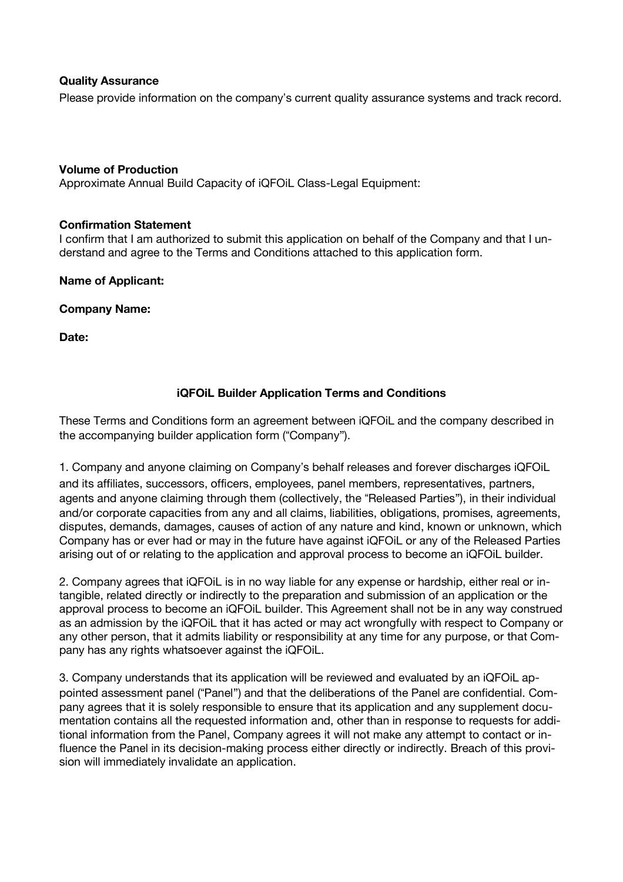**Quality Assurance**

Please provide information on the company's current quality assurance systems and track record.

**Volume of Production**

Approximate Annual Build Capacity of iQFOiL Class-Legal Equipment:

**Confirmation Statement**

I confirm that I am authorized to submit this application on behalf of the Company and that I understand and agree to the Terms and Conditions attached to this application form.

**Name of Applicant:**

**Company Name:**

**Date:**

## iQFOiL Builder Application Terms and Conditions

These Terms and Conditions form an agreement between iQFOiL and the company described in the accompanying builder application form ("Company").

1. Company and anyone claiming on Company's behalf releases and forever discharges iQFOiL and its affiliates, successors, officers, employees, panel members, representatives, partners, agents and anyone claiming through them (collectively, the "Released Parties"), in their individual and/or corporate capacities from any and all claims, liabilities, obligations, promises, agreements, disputes, demands, damages, causes of action of any nature and kind, known or unknown, which Company has or ever had or may in the future have against iQFOiL or any of the Released Parties arising out of or relating to the application and approval process to become an iQFOiL builder.

2. Company agrees that iQFOiL is in no way liable for any expense or hardship, either real or intangible, related directly or indirectly to the preparation and submission of an application or the approval process to become an iQFOiL builder. This Agreement shall not be in any way construed as an admission by the iQFOiL that it has acted or may act wrongfully with respect to Company or any other person, that it admits liability or responsibility at any time for any purpose, or that Company has any rights whatsoever against the iQFOiL.

3. Company understands that its application will be reviewed and evaluated by an iQFOiL appointed assessment panel ("Panel") and that the deliberations of the Panel are confidential. Company agrees that it is solely responsible to ensure that its application and any supplement documentation contains all the requested information and, other than in response to requests for additional information from the Panel, Company agrees it will not make any attempt to contact or influence the Panel in its decision-making process either directly or indirectly. Breach of this provision will immediately invalidate an application.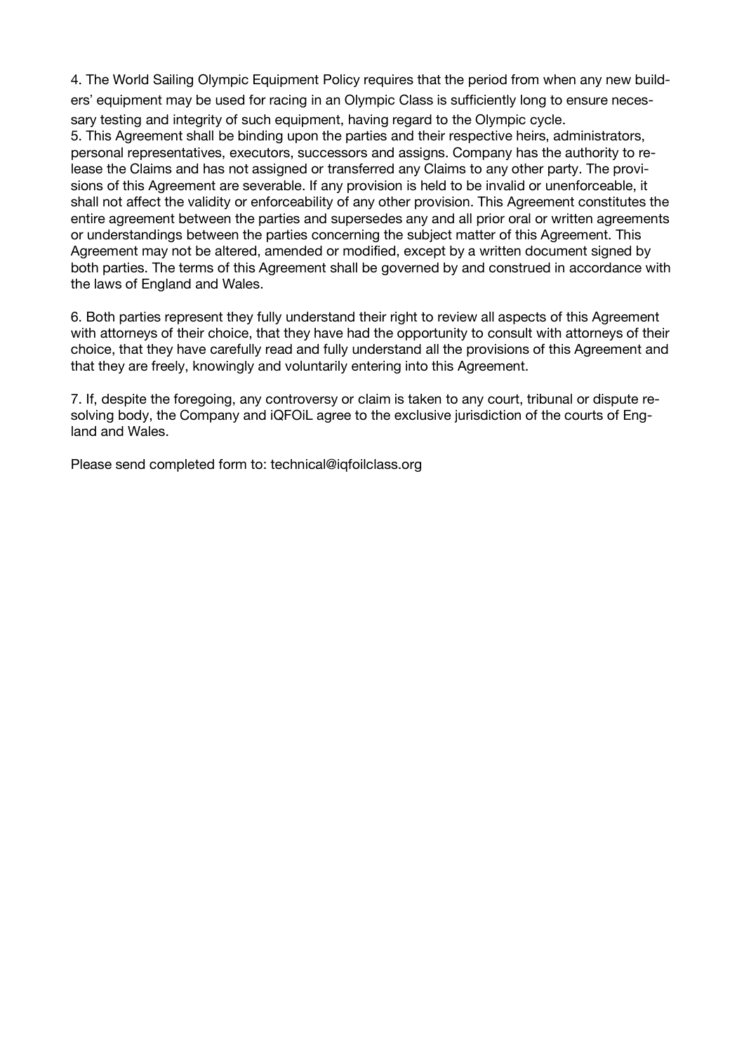4. The World Sailing Olympic Equipment Policy requires that the period from when any new builders' equipment may be used for racing in an Olympic Class is sufficiently long to ensure necessary testing and integrity of such equipment, having regard to the Olympic cycle.

5. This Agreement shall be binding upon the parties and their respective heirs, administrators, personal representatives, executors, successors and assigns. Company has the authority to release the Claims and has not assigned or transferred any Claims to any other party. The provisions of this Agreement are severable. If any provision is held to be invalid or unenforceable, it shall not affect the validity or enforceability of any other provision. This Agreement constitutes the entire agreement between the parties and supersedes any and all prior oral or written agreements or understandings between the parties concerning the subject matter of this Agreement. This Agreement may not be altered, amended or modified, except by a written document signed by both parties. The terms of this Agreement shall be governed by and construed in accordance with the laws of England and Wales.

6. Both parties represent they fully understand their right to review all aspects of this Agreement with attorneys of their choice, that they have had the opportunity to consult with attorneys of their choice, that they have carefully read and fully understand all the provisions of this Agreement and that they are freely, knowingly and voluntarily entering into this Agreement.

7. If, despite the foregoing, any controversy or claim is taken to any court, tribunal or dispute resolving body, the Company and iQFOiL agree to the exclusive jurisdiction of the courts of England and Wales.

Please send completed form to: technical@iqfoilclass.org